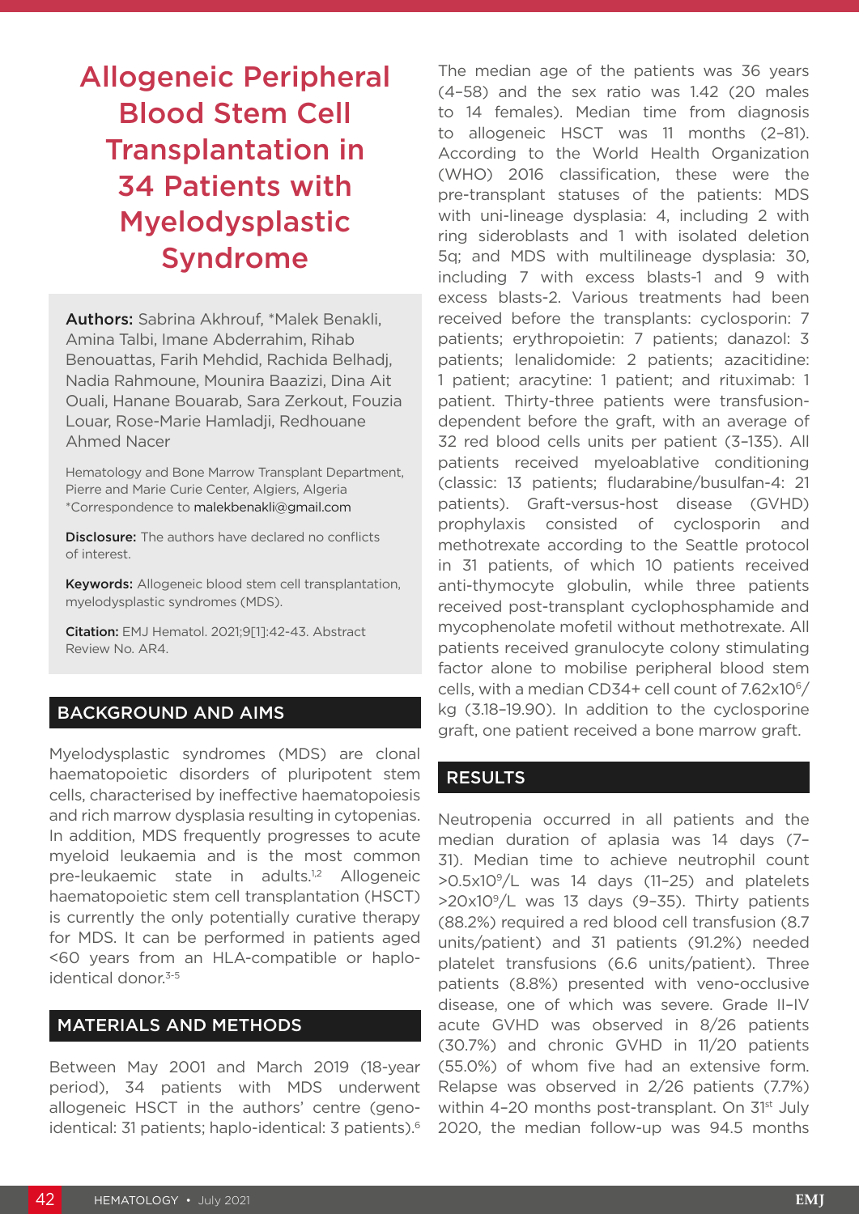# Allogeneic Peripheral Blood Stem Cell Transplantation in 34 Patients with Myelodysplastic Syndrome

**Authors:** Sabrina Akhrouf, *Malek Benakli, Amina Talbi, Imane Abderrahim, Rihab Benouattas, Farih Mehdid, Rachida Belhadj, Nadia Rahmoune, Mounira Baazizi, Dina Ait Ouali, Hanane Bouarab, Sara Zerkout, Fouzia Louar, Rose-Marie Hamladji, Redhouane Ahmed Nacer

Hematology and Bone Marrow Transplant Department, Pierre and Marie Curie Center, Algiers, Algeria
*Correspondence to malekbenakli@gmail.com

**Disclosure:** The authors have declared no conflicts of interest.

**Keywords:** Allogeneic blood stem cell transplantation, myelodysplastic syndromes (MDS).

**Citation:** EMJ Hematol. 2021;9[1]:42-43. Abstract Review No. AR4.

## BACKGROUND AND AIMS

Myelodysplastic syndromes (MDS) are clonal haematopoietic disorders of pluripotent stem cells, characterised by ineffective haematopoiesis and rich marrow dysplasia resulting in cytopenias. In addition, MDS frequently progresses to acute myeloid leukaemia and is the most common pre-leukaemic state in adults.[1,2] Allogeneic haematopoietic stem cell transplantation (HSCT) is currently the only potentially curative therapy for MDS. It can be performed in patients aged <60 years from an HLA-compatible or haplo-identical donor.[3-5]

## MATERIALS AND METHODS

Between May 2001 and March 2019 (18-year period), 34 patients with MDS underwent allogeneic HSCT in the authors' centre (geno-identical: 31 patients; haplo-identical: 3 patients).[6] The median age of the patients was 36 years (4–58) and the sex ratio was 1.42 (20 males to 14 females). Median time from diagnosis to allogeneic HSCT was 11 months (2–81). According to the World Health Organization (WHO) 2016 classification, these were the pre-transplant statuses of the patients: MDS with uni-lineage dysplasia: 4, including 2 with ring sideroblasts and 1 with isolated deletion 5q; and MDS with multilineage dysplasia: 30, including 7 with excess blasts-1 and 9 with excess blasts-2. Various treatments had been received before the transplants: cyclosporin: 7 patients; erythropoietin: 7 patients; danazol: 3 patients; lenalidomide: 2 patients; azacitidine: 1 patient; aracytine: 1 patient; and rituximab: 1 patient. Thirty-three patients were transfusion-dependent before the graft, with an average of 32 red blood cells units per patient (3–135). All patients received myeloablative conditioning (classic: 13 patients; fludarabine/busulfan-4: 21 patients). Graft-versus-host disease (GVHD) prophylaxis consisted of cyclosporin and methotrexate according to the Seattle protocol in 31 patients, of which 10 patients received anti-thymocyte globulin, while three patients received post-transplant cyclophosphamide and mycophenolate mofetil without methotrexate. All patients received granulocyte colony stimulating factor alone to mobilise peripheral blood stem cells, with a median CD34+ cell count of $7.62 \times 10^6$/kg (3.18–19.90). In addition to the cyclosporine graft, one patient received a bone marrow graft.

## RESULTS

Neutropenia occurred in all patients and the median duration of aplasia was 14 days (7–31). Median time to achieve neutrophil count $>0.5 \times 10^9$/L was 14 days (11–25) and platelets $>20 \times 10^9$/L was 13 days (9–35). Thirty patients (88.2%) required a red blood cell transfusion (8.7 units/patient) and 31 patients (91.2%) needed platelet transfusions (6.6 units/patient). Three patients (8.8%) presented with veno-occlusive disease, one of which was severe. Grade II–IV acute GVHD was observed in 8/26 patients (30.7%) and chronic GVHD in 11/20 patients (55.0%) of whom five had an extensive form. Relapse was observed in 2/26 patients (7.7%) within 4–20 months post-transplant. On 31st July 2020, the median follow-up was 94.5 months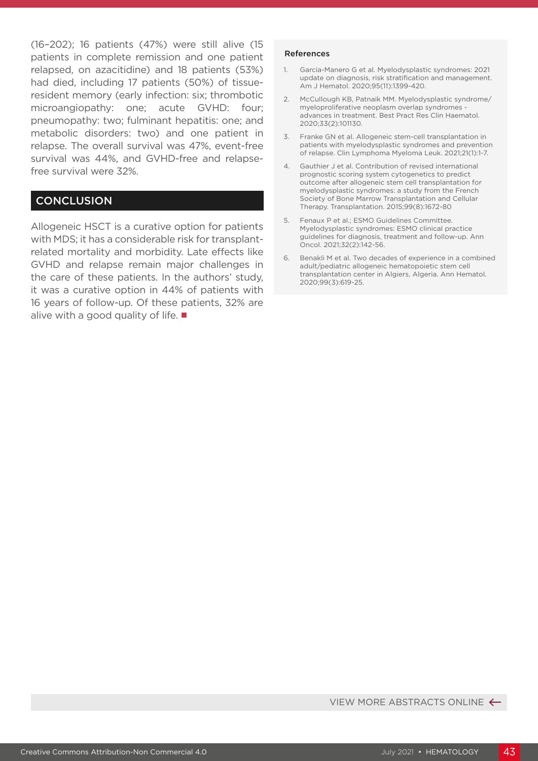(16–202); 16 patients (47%) were still alive (15 patients in complete remission and one patient relapsed, on azacitidine) and 18 patients (53%) had died, including 17 patients (50%) of tissue-resident memory (early infection: six; thrombotic microangiopathy: one; acute GVHD: four; pneumopathy: two; fulminant hepatitis: one; and metabolic disorders: two) and one patient in relapse. The overall survival was 47%, event-free survival was 44%, and GVHD-free and relapse-free survival were 32%.

## CONCLUSION

Allogeneic HSCT is a curative option for patients with MDS; it has a considerable risk for transplant-related mortality and morbidity. Late effects like GVHD and relapse remain major challenges in the care of these patients. In the authors' study, it was a curative option in 44% of patients with 16 years of follow-up. Of these patients, 32% are alive with a good quality of life. ■

### References

1. Garcia-Manero G et al. Myelodysplastic syndromes: 2021 update on diagnosis, risk stratification and management. Am J Hematol. 2020;95(11):1399-420.
2. McCullough KB, Patnaik MM. Myelodysplastic syndrome/ myeloproliferative neoplasm overlap syndromes - advances in treatment. Best Pract Res Clin Haematol. 2020;33(2):101130.
3. Franke GN et al. Allogeneic stem-cell transplantation in patients with myelodysplastic syndromes and prevention of relapse. Clin Lymphoma Myeloma Leuk. 2021;21(1):1-7.
4. Gauthier J et al. Contribution of revised international prognostic scoring system cytogenetics to predict outcome after allogeneic stem cell transplantation for myelodysplastic syndromes: a study from the French Society of Bone Marrow Transplantation and Cellular Therapy. Transplantation. 2015;99(8):1672-80
5. Fenaux P et al.; ESMO Guidelines Committee. Myelodysplastic syndromes: ESMO clinical practice guidelines for diagnosis, treatment and follow-up. Ann Oncol. 2021;32(2):142-56.
6. Benakli M et al. Two decades of experience in a combined adult/pediatric allogeneic hematopoietic stem cell transplantation center in Algiers, Algeria. Ann Hematol. 2020;99(3):619-25.

VIEW MORE ABSTRACTS ONLINE ←